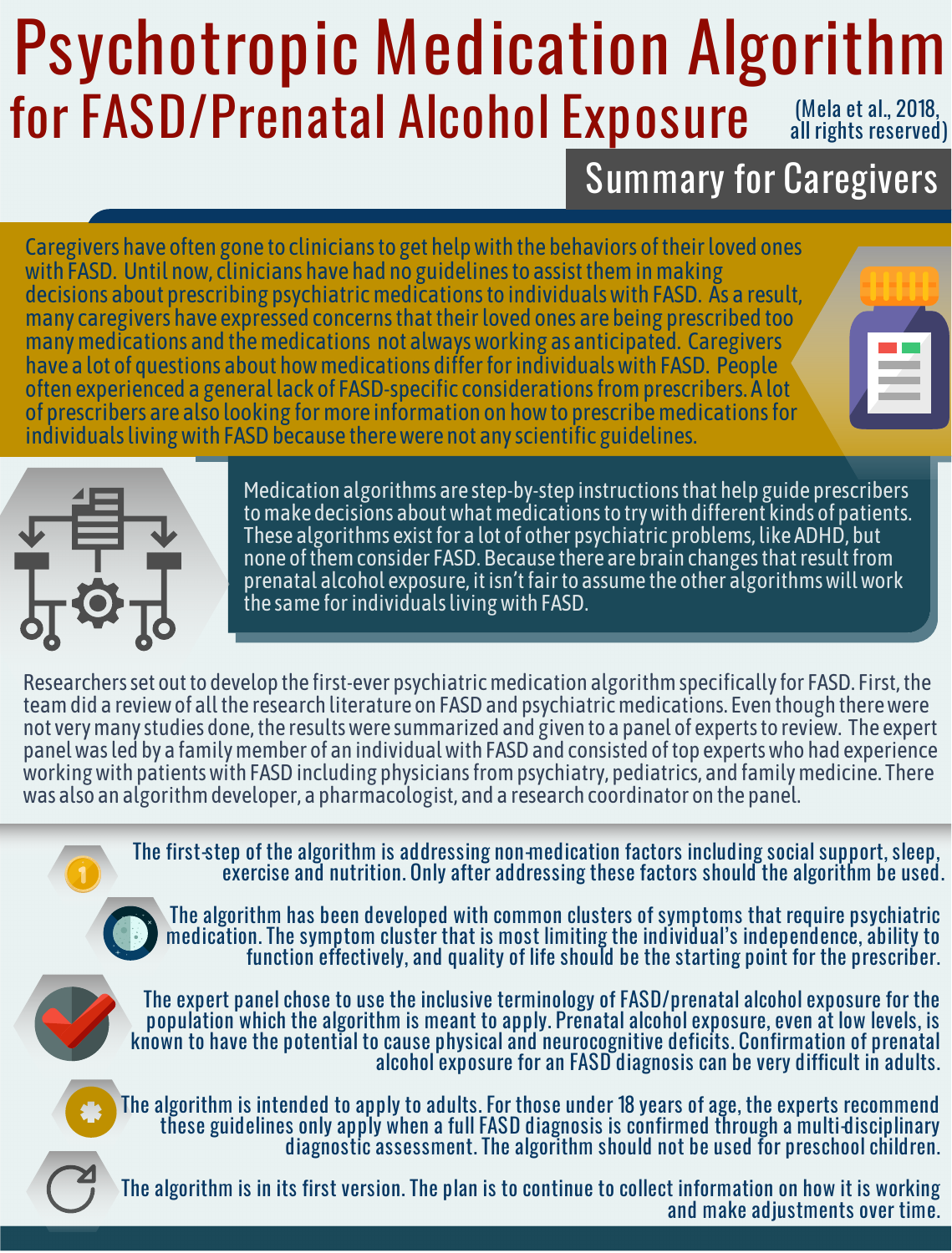# Psychotropic Medication Algorithm for FASD/Prenatal Alcohol Exposure

(Mela et al., 2018, all rights reserved)

## Summary for Caregivers

Caregivers have often gone to clinicians to get help with the behaviors of their loved ones with FASD. Until now, clinicians have had no guidelines to assist them in making decisions about prescribing psychiatric medications to individuals with FASD. As a result, many caregivers have expressed concerns that their loved ones are being prescribed too many medications and the medications not always working as anticipated. Caregivers have a lot of questions about how medications differ for individuals with FASD. People often experienced a general lack of FASD-specific considerations from prescribers. A lot of prescribers are also looking for more information on how to prescribe medications for individuals living with FASD because there were not any scientific guidelines.

Medication algorithms are step-by-step instructions that help guide prescribers to make decisions about what medications to try with different kinds of patients. These algorithms exist for a lot of other psychiatric problems, like ADHD, but none of them consider FASD. Because there are brain changes that result from prenatal alcohol exposure, it isn't fair to assume the other algorithms will work the same for individuals living with FASD.

Researchers set out to develop the first-ever psychiatric medication algorithm specifically for FASD. First, the team did a review of all the research literature on FASD and psychiatric medications. Even though there were not very many studies done, the results were summarized and given to a panel of experts to review. The expert panel was led by a family member of an individual with FASD and consisted of top experts who had experience working with patients with FASD including physicians from psychiatry, pediatrics, and family medicine. There was also an algorithm developer, a pharmacologist, and a research coordinator on the panel.

- The first-step of the algorithm is addressing non-medication factors including social support, sleep, exercise and nutrition. Only after addressing these factors should the algorithm be used.
- The algorithm has been developed with common clusters of symptoms that require psychiatric medication. The symptom cluster that is most limiting the individual's independence, ability to function effectively, and quality of life should be the starting point for the prescriber.
- The expert panel chose to use the inclusive terminology of FASD/prenatal alcohol exposure for the population which the algorithm is meant to apply. Prenatal alcohol exposure, even at low levels, is known to have the potential to cause physical and neurocognitive deficits. Confirmation of prenatal alcohol exposure for an FASD diagnosis can be very difficult in adults.
- The algorithm is intended to apply to adults. For those under 18 years of age, the experts recommend these guidelines only apply when a full FASD diagnosis is confirmed through a multi-disciplinary diagnostic assessment. The algorithm should not be used for preschool children.
- The algorithm is in its first version. The plan is to continue to collect information on how it is working and make adjustments over time.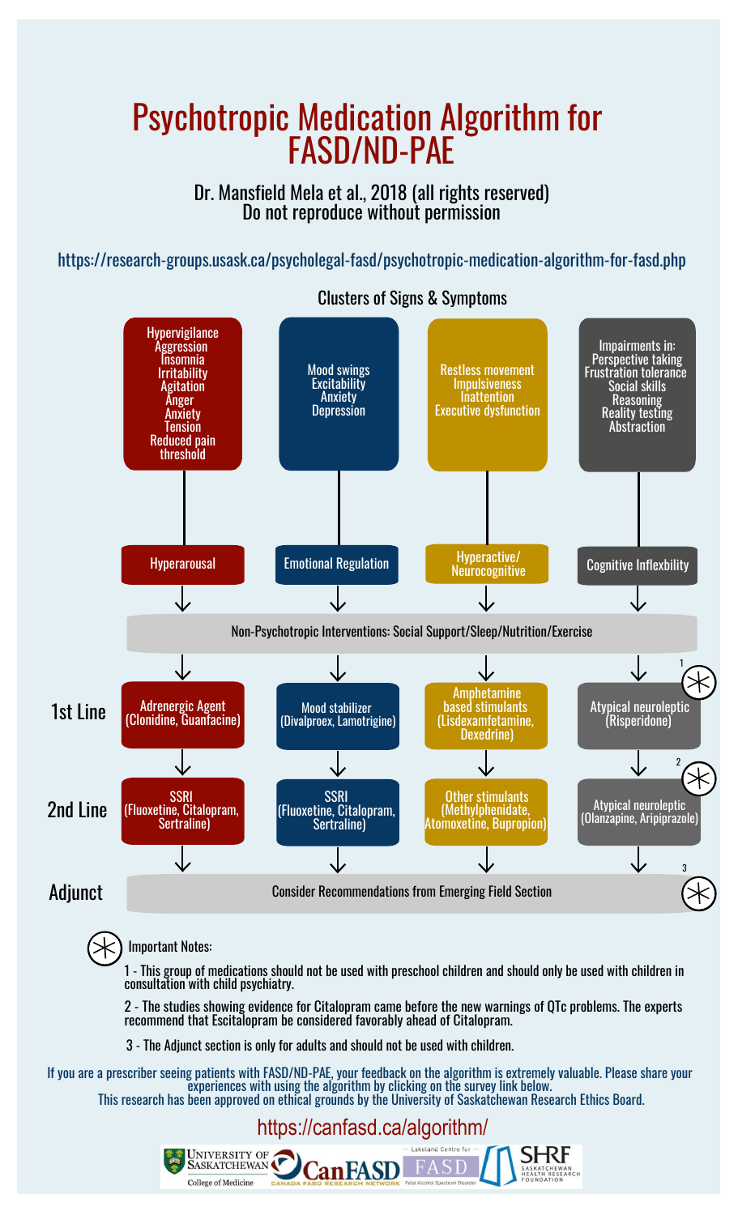# Psychotropic Medication Algorithm for FASD/ND-PAE

Dr. Mansfield Mela et al., 2018 (all rights reserved)
Do not reproduce without permission

https://research-groups.usask.ca/psycholegal-fasd/psychotropic-medication-algorithm-for-fasd.php

## Clusters of Signs & Symptoms

| | Hyperarousal | Emotional Regulation | Hyperactive/ Neurocognitive | Cognitive Inflexbility |
|---|---|---|---|---|
| Signs & Symptoms | Hypervigilance, Aggression, Insomnia, Irritability, Agitation, Anger, Anxiety, Tension, Reduced pain threshold | Mood swings, Excitability, Anxiety, Depression | Restless movement, Impulsiveness, Inattention, Executive dysfunction | Impairments in: Perspective taking, Frustration tolerance, Social skills, Reasoning, Reality testing, Abstraction |
| | Non-Psychotropic Interventions: Social Support/Sleep/Nutrition/Exercise | | | |
| 1st Line | Adrenergic Agent (Clonidine, Guanfacine) | Mood stabilizer (Divalproex, Lamotrigine) | Amphetamine based stimulants (Lisdexamfetamine, Dexedrine) | Atypical neuroleptic (Risperidone) [1] |
| 2nd Line | SSRI (Fluoxetine, Citalopram, Sertraline) | SSRI (Fluoxetine, Citalopram, Sertraline) | Other stimulants (Methylphenidate, Atomoxetine, Bupropion) | Atypical neuroleptic (Olanzapine, Aripiprazole) [2] |
| Adjunct | Consider Recommendations from Emerging Field Section [3] | | | |

Important Notes:

1 - This group of medications should not be used with preschool children and should only be used with children in consultation with child psychiatry.

2 - The studies showing evidence for Citalopram came before the new warnings of QTc problems. The experts recommend that Escitalopram be considered favorably ahead of Citalopram.

3 - The Adjunct section is only for adults and should not be used with children.

If you are a prescriber seeing patients with FASD/ND-PAE, your feedback on the algorithm is extremely valuable. Please share your experiences with using the algorithm by clicking on the survey link below.
This research has been approved on ethical grounds by the University of Saskatchewan Research Ethics Board.

https://canfasd.ca/algorithm/

University of Saskatchewan College of Medicine | CanFASD Canada FASD Research Network | Lakeland Centre for FASD Fetal Alcohol Spectrum Disorder | SHRF Saskatchewan Health Research Foundation